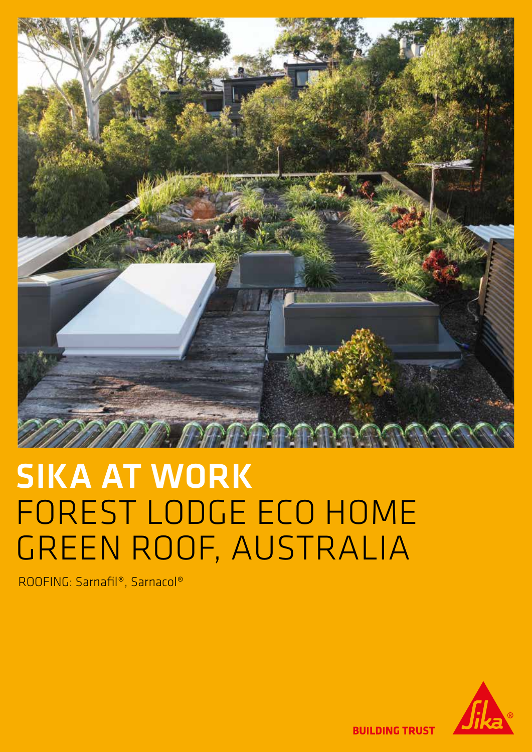# SIKA AT WORK
# FOREST LODGE ECO HOME GREEN ROOF, AUSTRALIA

ROOFING: Sarnafil®, Sarnacol®

BUILDING TRUST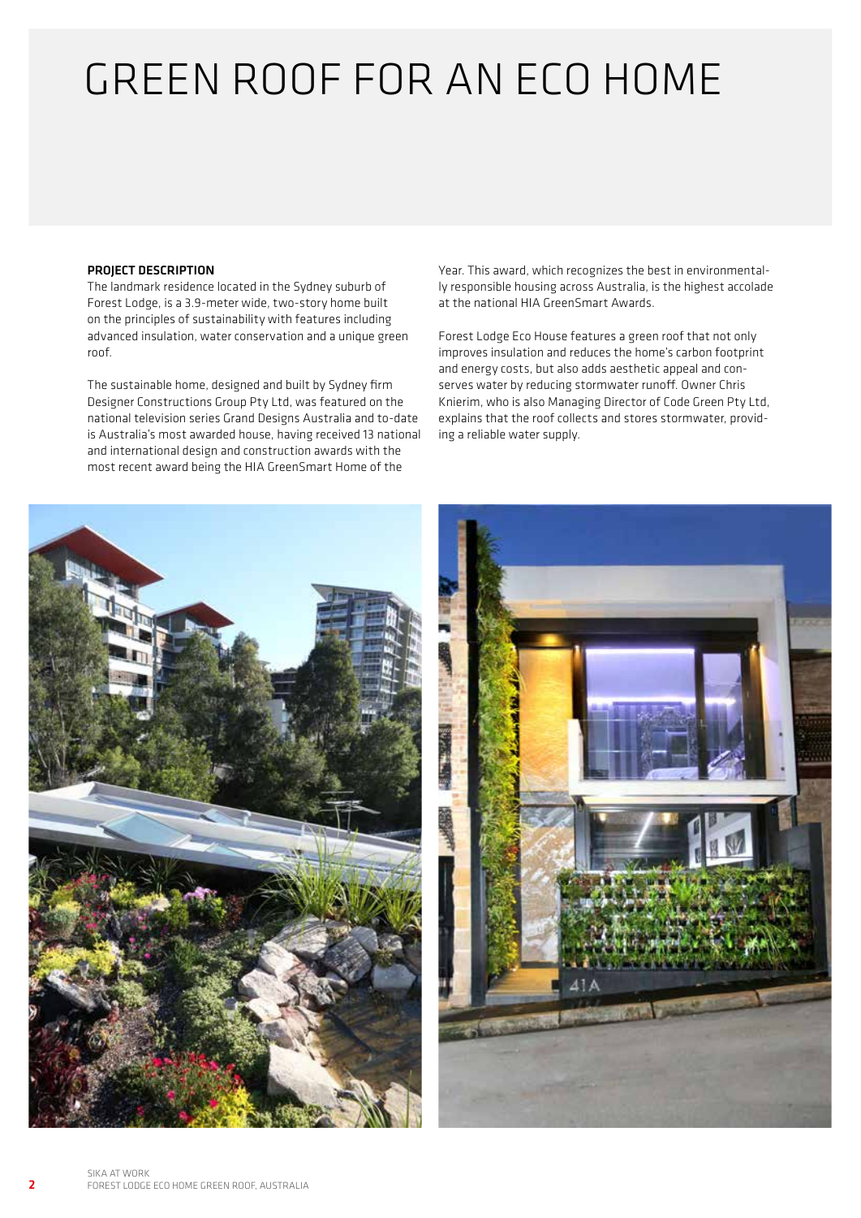# GREEN ROOF FOR AN ECO HOME

**PROJECT DESCRIPTION**

The landmark residence located in the Sydney suburb of Forest Lodge, is a 3.9-meter wide, two-story home built on the principles of sustainability with features including advanced insulation, water conservation and a unique green roof.

The sustainable home, designed and built by Sydney firm Designer Constructions Group Pty Ltd, was featured on the national television series Grand Designs Australia and to-date is Australia's most awarded house, having received 13 national and international design and construction awards with the most recent award being the HIA GreenSmart Home of the Year. This award, which recognizes the best in environmentally responsible housing across Australia, is the highest accolade at the national HIA GreenSmart Awards.

Forest Lodge Eco House features a green roof that not only improves insulation and reduces the home's carbon footprint and energy costs, but also adds aesthetic appeal and conserves water by reducing stormwater runoff. Owner Chris Knierim, who is also Managing Director of Code Green Pty Ltd, explains that the roof collects and stores stormwater, providing a reliable water supply.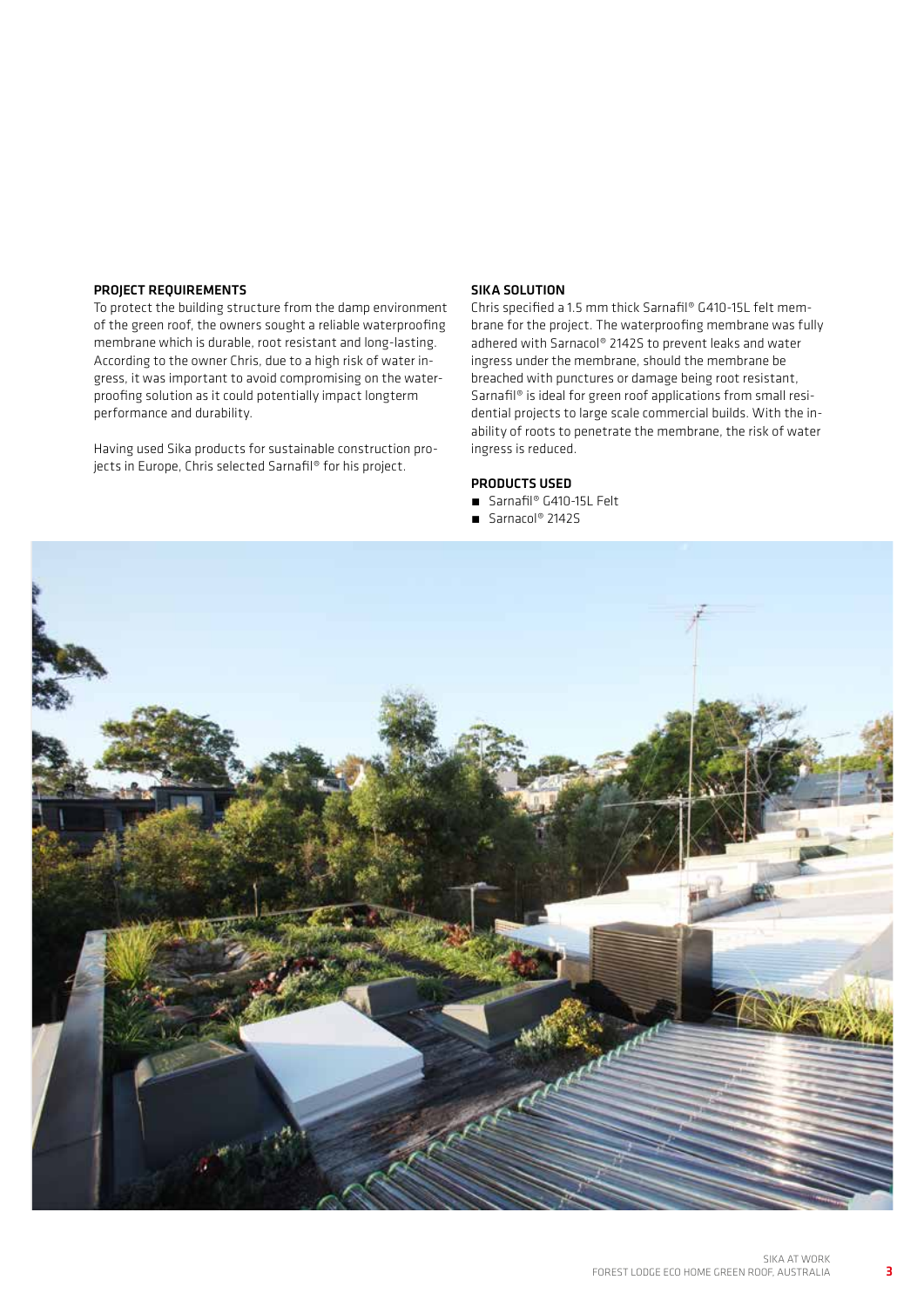## PROJECT REQUIREMENTS

To protect the building structure from the damp environment of the green roof, the owners sought a reliable waterproofing membrane which is durable, root resistant and long-lasting. According to the owner Chris, due to a high risk of water ingress, it was important to avoid compromising on the waterproofing solution as it could potentially impact longterm performance and durability.

Having used Sika products for sustainable construction projects in Europe, Chris selected Sarnafil® for his project.

## SIKA SOLUTION

Chris specified a 1.5 mm thick Sarnafil® G410-15L felt membrane for the project. The waterproofing membrane was fully adhered with Sarnacol® 2142S to prevent leaks and water ingress under the membrane, should the membrane be breached with punctures or damage being root resistant, Sarnafil® is ideal for green roof applications from small residential projects to large scale commercial builds. With the inability of roots to penetrate the membrane, the risk of water ingress is reduced.

## PRODUCTS USED

- Sarnafil® G410-15L Felt
- Sarnacol® 2142S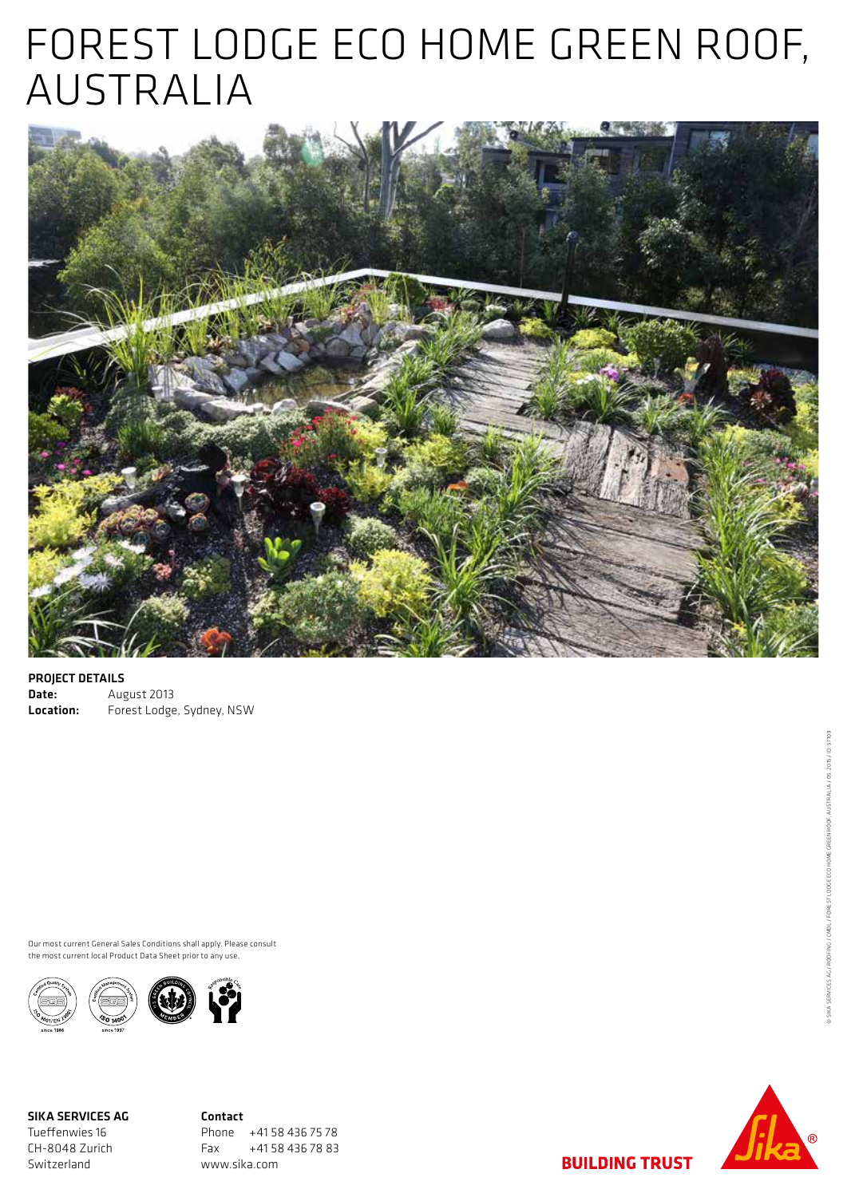# FOREST LODGE ECO HOME GREEN ROOF, AUSTRALIA

**PROJECT DETAILS**
**Date:** August 2013
**Location:** Forest Lodge, Sydney, NSW

Our most current General Sales Conditions shall apply. Please consult the most current local Product Data Sheet prior to any use.

© SIKA SERVICES AG / ROOFING / CMDL / FOREST LODGE ECO HOME GREEN ROOF, AUSTRALIA / 05.2015 / ID 57109

**SIKA SERVICES AG**
Tueffenwies 16
CH-8048 Zurich
Switzerland

**Contact**
Phone +41 58 436 75 78
Fax +41 58 436 78 83
www.sika.com

**BUILDING TRUST**